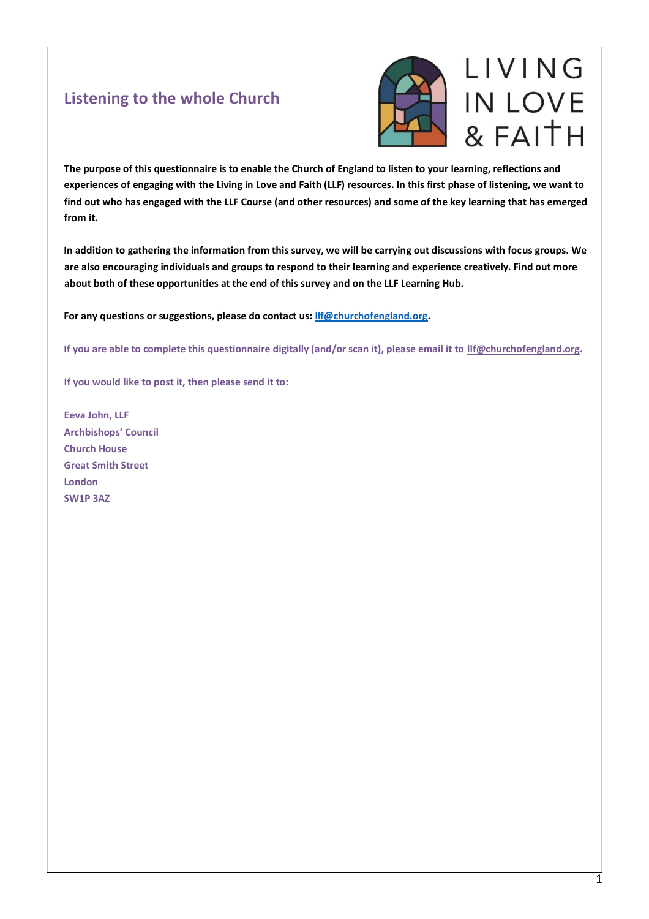# Listening to the whole Church

LIVING IN LOVE & FAITH

**The purpose of this questionnaire is to enable the Church of England to listen to your learning, reflections and experiences of engaging with the Living in Love and Faith (LLF) resources. In this first phase of listening, we want to find out who has engaged with the LLF Course (and other resources) and some of the key learning that has emerged from it.**

**In addition to gathering the information from this survey, we will be carrying out discussions with focus groups. We are also encouraging individuals and groups to respond to their learning and experience creatively. Find out more about both of these opportunities at the end of this survey and on the LLF Learning Hub.**

**For any questions or suggestions, please do contact us: llf@churchofengland.org.**

**If you are able to complete this questionnaire digitally (and/or scan it), please email it to llf@churchofengland.org.**

**If you would like to post it, then please send it to:**

**Eeva John, LLF**
**Archbishops' Council**
**Church House**
**Great Smith Street**
**London**
**SW1P 3AZ**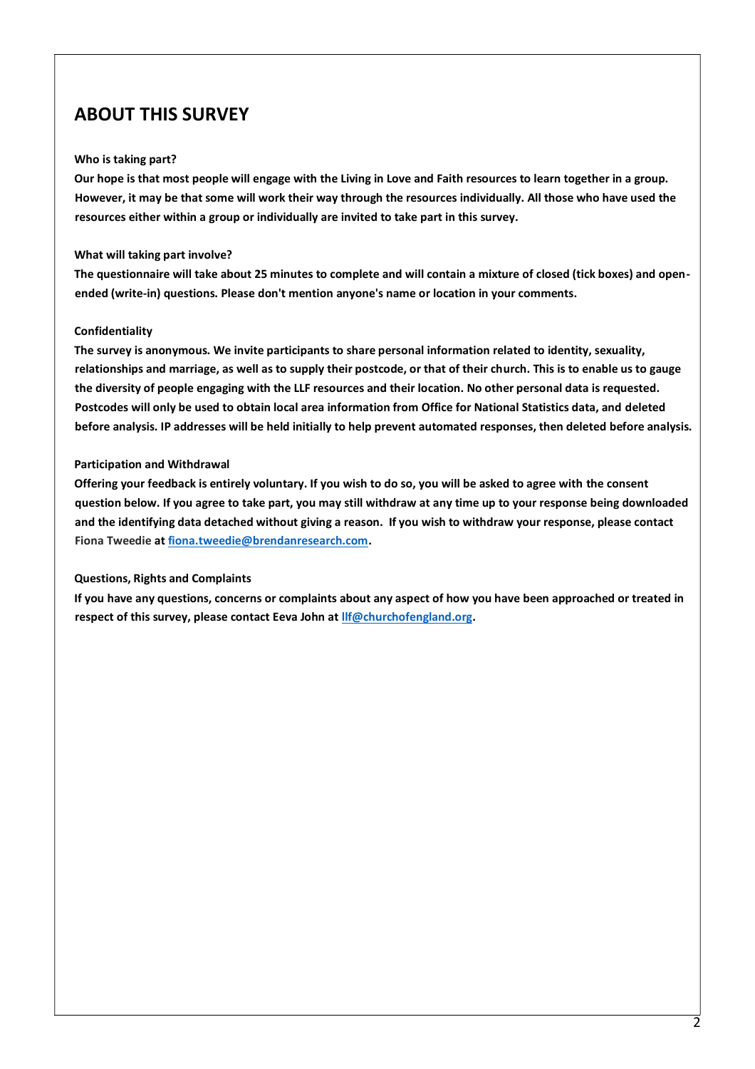## ABOUT THIS SURVEY

**Who is taking part?**

**Our hope is that most people will engage with the Living in Love and Faith resources to learn together in a group. However, it may be that some will work their way through the resources individually. All those who have used the resources either within a group or individually are invited to take part in this survey.**

**What will taking part involve?**

**The questionnaire will take about 25 minutes to complete and will contain a mixture of closed (tick boxes) and open-ended (write-in) questions. Please don't mention anyone's name or location in your comments.**

**Confidentiality**

**The survey is anonymous. We invite participants to share personal information related to identity, sexuality, relationships and marriage, as well as to supply their postcode, or that of their church. This is to enable us to gauge the diversity of people engaging with the LLF resources and their location. No other personal data is requested. Postcodes will only be used to obtain local area information from Office for National Statistics data, and deleted before analysis. IP addresses will be held initially to help prevent automated responses, then deleted before analysis.**

**Participation and Withdrawal**

**Offering your feedback is entirely voluntary. If you wish to do so, you will be asked to agree with the consent question below. If you agree to take part, you may still withdraw at any time up to your response being downloaded and the identifying data detached without giving a reason. If you wish to withdraw your response, please contact Fiona Tweedie at [fiona.tweedie@brendanresearch.com](mailto:fiona.tweedie@brendanresearch.com).**

**Questions, Rights and Complaints**

**If you have any questions, concerns or complaints about any aspect of how you have been approached or treated in respect of this survey, please contact Eeva John at [llf@churchofengland.org](mailto:llf@churchofengland.org).**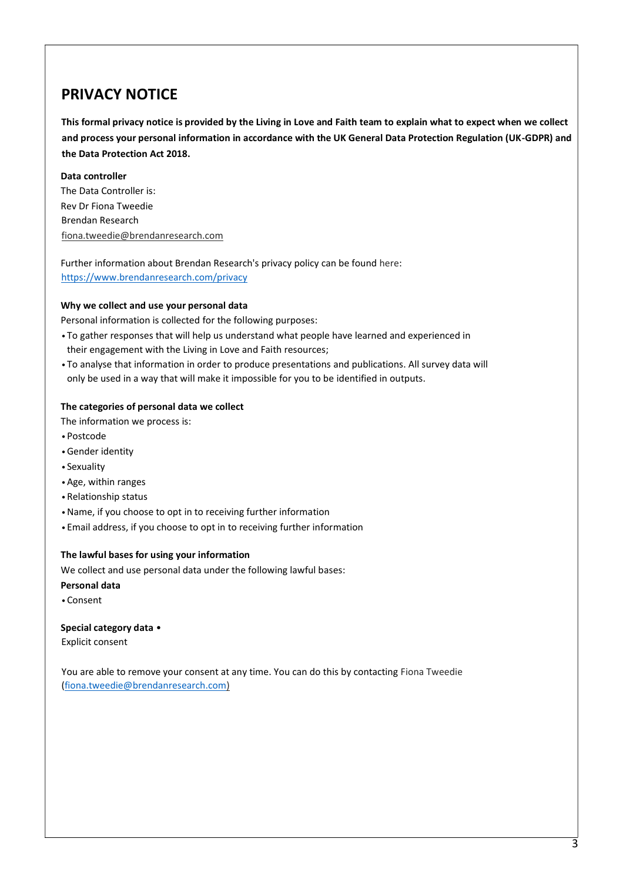# PRIVACY NOTICE

**This formal privacy notice is provided by the Living in Love and Faith team to explain what to expect when we collect and process your personal information in accordance with the UK General Data Protection Regulation (UK-GDPR) and the Data Protection Act 2018.**

**Data controller**

The Data Controller is:
Rev Dr Fiona Tweedie
Brendan Research
fiona.tweedie@brendanresearch.com

Further information about Brendan Research's privacy policy can be found here:
https://www.brendanresearch.com/privacy

**Why we collect and use your personal data**

Personal information is collected for the following purposes:

- To gather responses that will help us understand what people have learned and experienced in their engagement with the Living in Love and Faith resources;
- To analyse that information in order to produce presentations and publications. All survey data will only be used in a way that will make it impossible for you to be identified in outputs.

**The categories of personal data we collect**

The information we process is:

- Postcode
- Gender identity
- Sexuality
- Age, within ranges
- Relationship status
- Name, if you choose to opt in to receiving further information
- Email address, if you choose to opt in to receiving further information

**The lawful bases for using your information**

We collect and use personal data under the following lawful bases:

**Personal data**

- Consent

**Special category data** •
Explicit consent

You are able to remove your consent at any time. You can do this by contacting Fiona Tweedie (fiona.tweedie@brendanresearch.com)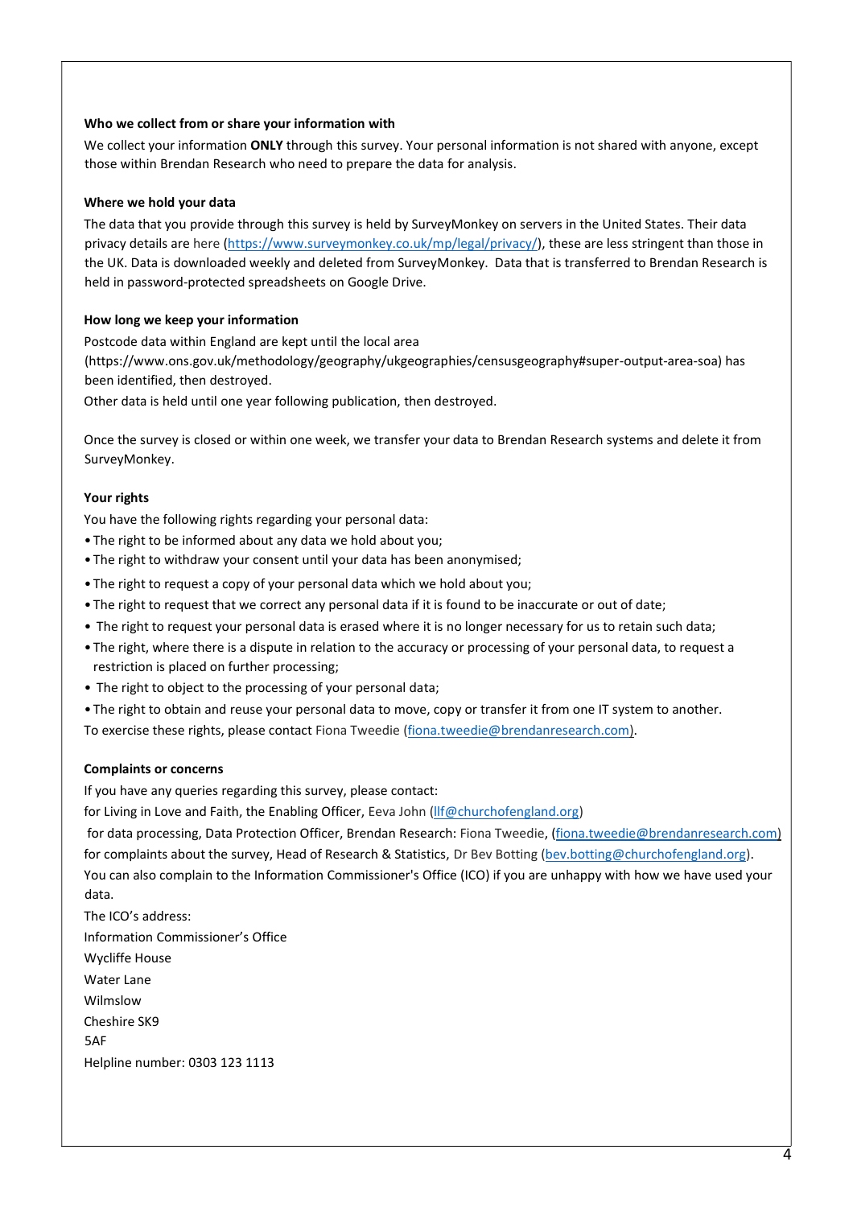**Who we collect from or share your information with**

We collect your information **ONLY** through this survey. Your personal information is not shared with anyone, except those within Brendan Research who need to prepare the data for analysis.

**Where we hold your data**

The data that you provide through this survey is held by SurveyMonkey on servers in the United States. Their data privacy details are here (https://www.surveymonkey.co.uk/mp/legal/privacy/), these are less stringent than those in the UK. Data is downloaded weekly and deleted from SurveyMonkey. Data that is transferred to Brendan Research is held in password-protected spreadsheets on Google Drive.

**How long we keep your information**

Postcode data within England are kept until the local area (https://www.ons.gov.uk/methodology/geography/ukgeographies/censusgeography#super-output-area-soa) has been identified, then destroyed.
Other data is held until one year following publication, then destroyed.

Once the survey is closed or within one week, we transfer your data to Brendan Research systems and delete it from SurveyMonkey.

**Your rights**

You have the following rights regarding your personal data:

- The right to be informed about any data we hold about you;
- The right to withdraw your consent until your data has been anonymised;
- The right to request a copy of your personal data which we hold about you;
- The right to request that we correct any personal data if it is found to be inaccurate or out of date;
- The right to request your personal data is erased where it is no longer necessary for us to retain such data;
- The right, where there is a dispute in relation to the accuracy or processing of your personal data, to request a restriction is placed on further processing;
- The right to object to the processing of your personal data;
- The right to obtain and reuse your personal data to move, copy or transfer it from one IT system to another.

To exercise these rights, please contact Fiona Tweedie (fiona.tweedie@brendanresearch.com).

**Complaints or concerns**

If you have any queries regarding this survey, please contact:
for Living in Love and Faith, the Enabling Officer, Eeva John (llf@churchofengland.org)
for data processing, Data Protection Officer, Brendan Research: Fiona Tweedie, (fiona.tweedie@brendanresearch.com)
for complaints about the survey, Head of Research & Statistics, Dr Bev Botting (bev.botting@churchofengland.org).
You can also complain to the Information Commissioner's Office (ICO) if you are unhappy with how we have used your data.
The ICO's address:
Information Commissioner's Office
Wycliffe House
Water Lane
Wilmslow
Cheshire SK9
5AF
Helpline number: 0303 123 1113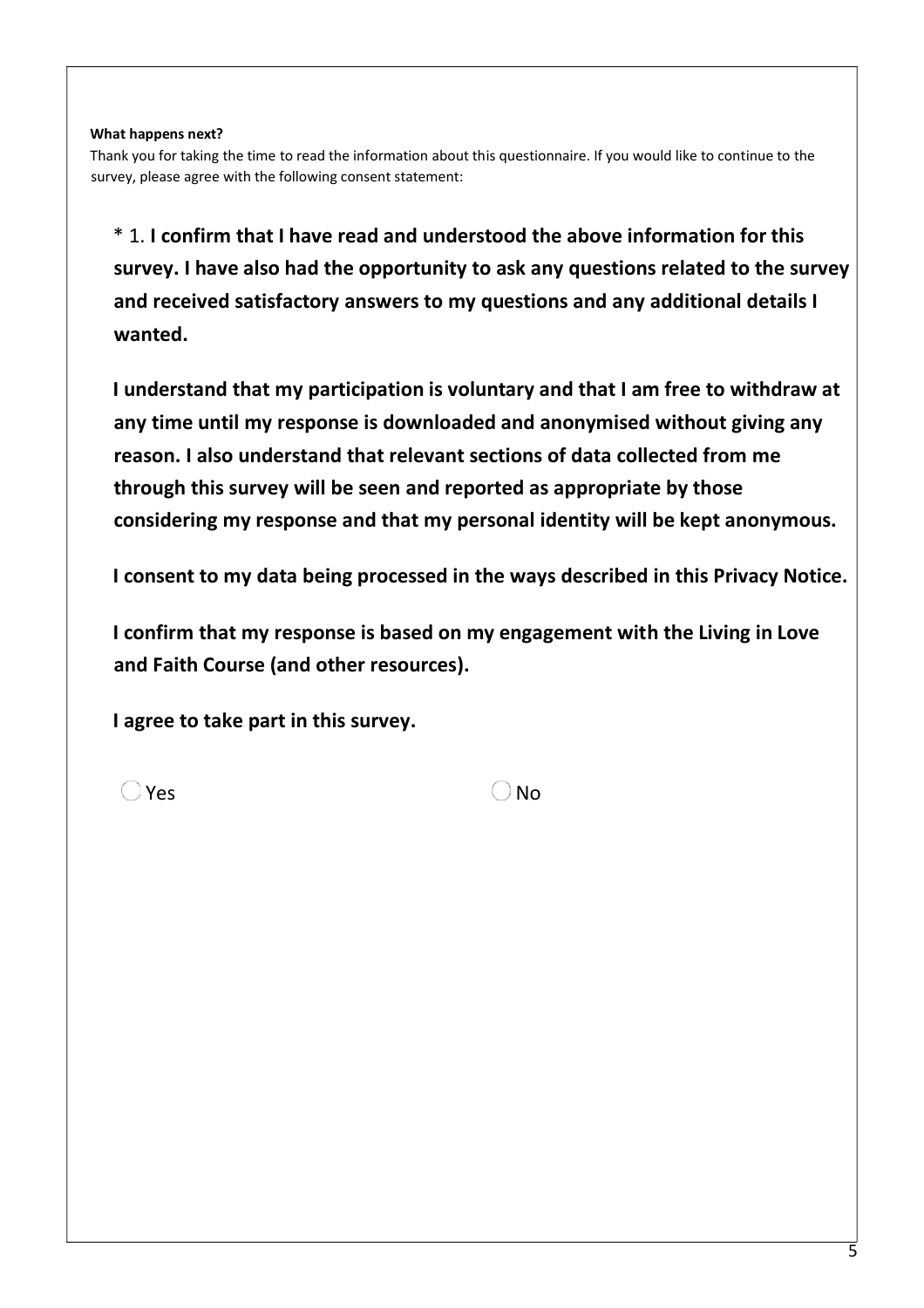**What happens next?**

Thank you for taking the time to read the information about this questionnaire. If you would like to continue to the survey, please agree with the following consent statement:

\* 1. **I confirm that I have read and understood the above information for this survey. I have also had the opportunity to ask any questions related to the survey and received satisfactory answers to my questions and any additional details I wanted.**

**I understand that my participation is voluntary and that I am free to withdraw at any time until my response is downloaded and anonymised without giving any reason. I also understand that relevant sections of data collected from me through this survey will be seen and reported as appropriate by those considering my response and that my personal identity will be kept anonymous.**

**I consent to my data being processed in the ways described in this Privacy Notice.**

**I confirm that my response is based on my engagement with the Living in Love and Faith Course (and other resources).**

**I agree to take part in this survey.**

○ Yes ○ No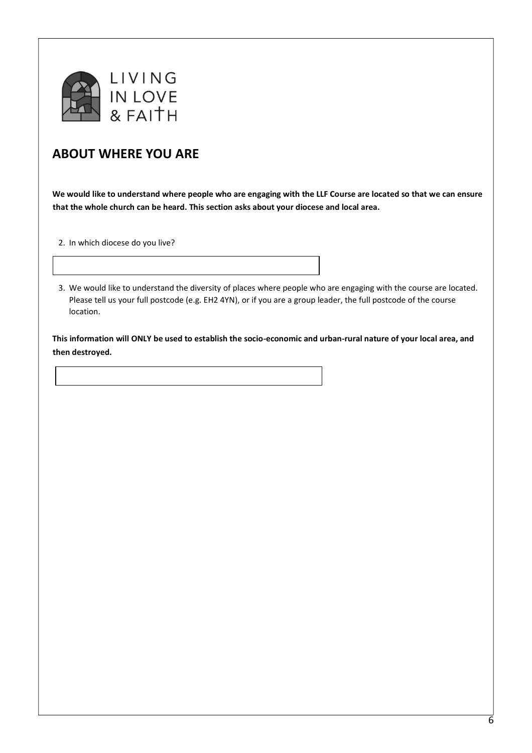LIVING IN LOVE & FAITH

## ABOUT WHERE YOU ARE

**We would like to understand where people who are engaging with the LLF Course are located so that we can ensure that the whole church can be heard. This section asks about your diocese and local area.**

2. In which diocese do you live?

3. We would like to understand the diversity of places where people who are engaging with the course are located. Please tell us your full postcode (e.g. EH2 4YN), or if you are a group leader, the full postcode of the course location.

**This information will ONLY be used to establish the socio-economic and urban-rural nature of your local area, and then destroyed.**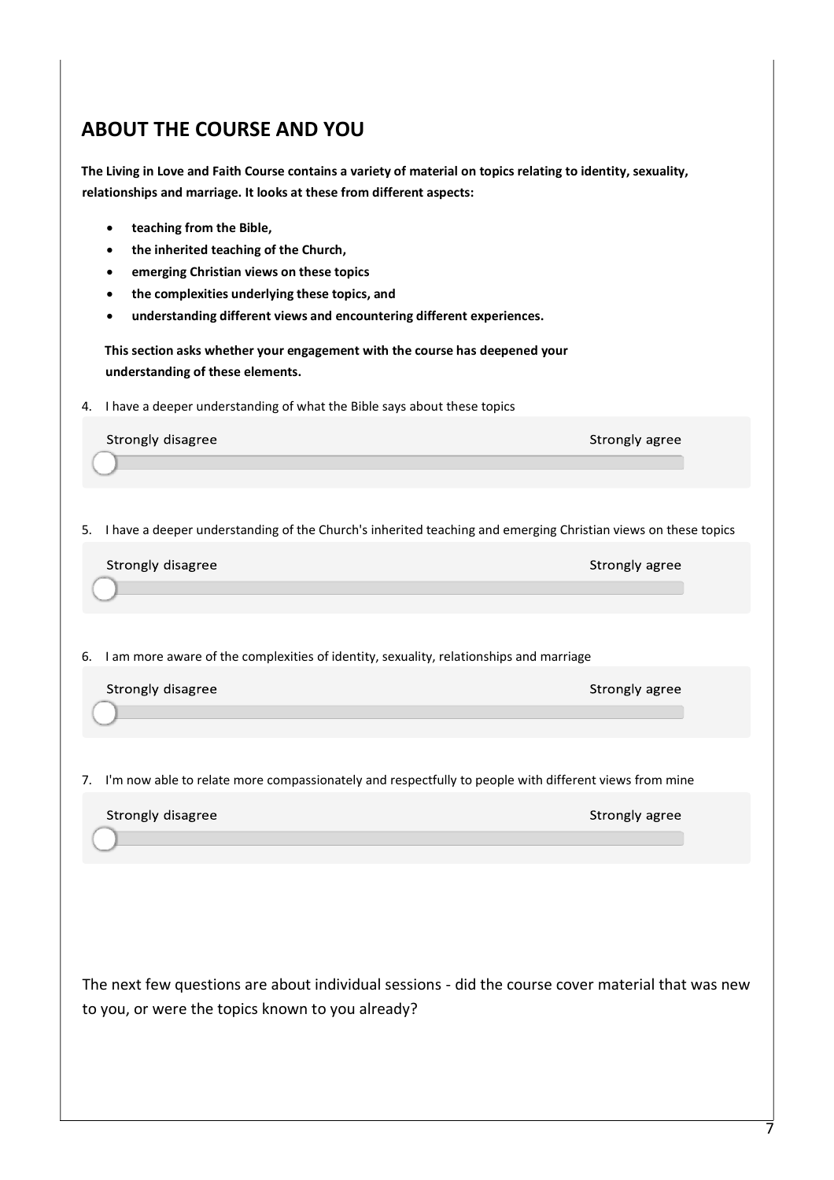## ABOUT THE COURSE AND YOU

**The Living in Love and Faith Course contains a variety of material on topics relating to identity, sexuality, relationships and marriage. It looks at these from different aspects:**

- **teaching from the Bible,**
- **the inherited teaching of the Church,**
- **emerging Christian views on these topics**
- **the complexities underlying these topics, and**
- **understanding different views and encountering different experiences.**

**This section asks whether your engagement with the course has deepened your understanding of these elements.**

4. I have a deeper understanding of what the Bible says about these topics

Strongly disagree — Strongly agree

5. I have a deeper understanding of the Church's inherited teaching and emerging Christian views on these topics

Strongly disagree — Strongly agree

6. I am more aware of the complexities of identity, sexuality, relationships and marriage

Strongly disagree — Strongly agree

7. I'm now able to relate more compassionately and respectfully to people with different views from mine

Strongly disagree — Strongly agree

The next few questions are about individual sessions - did the course cover material that was new to you, or were the topics known to you already?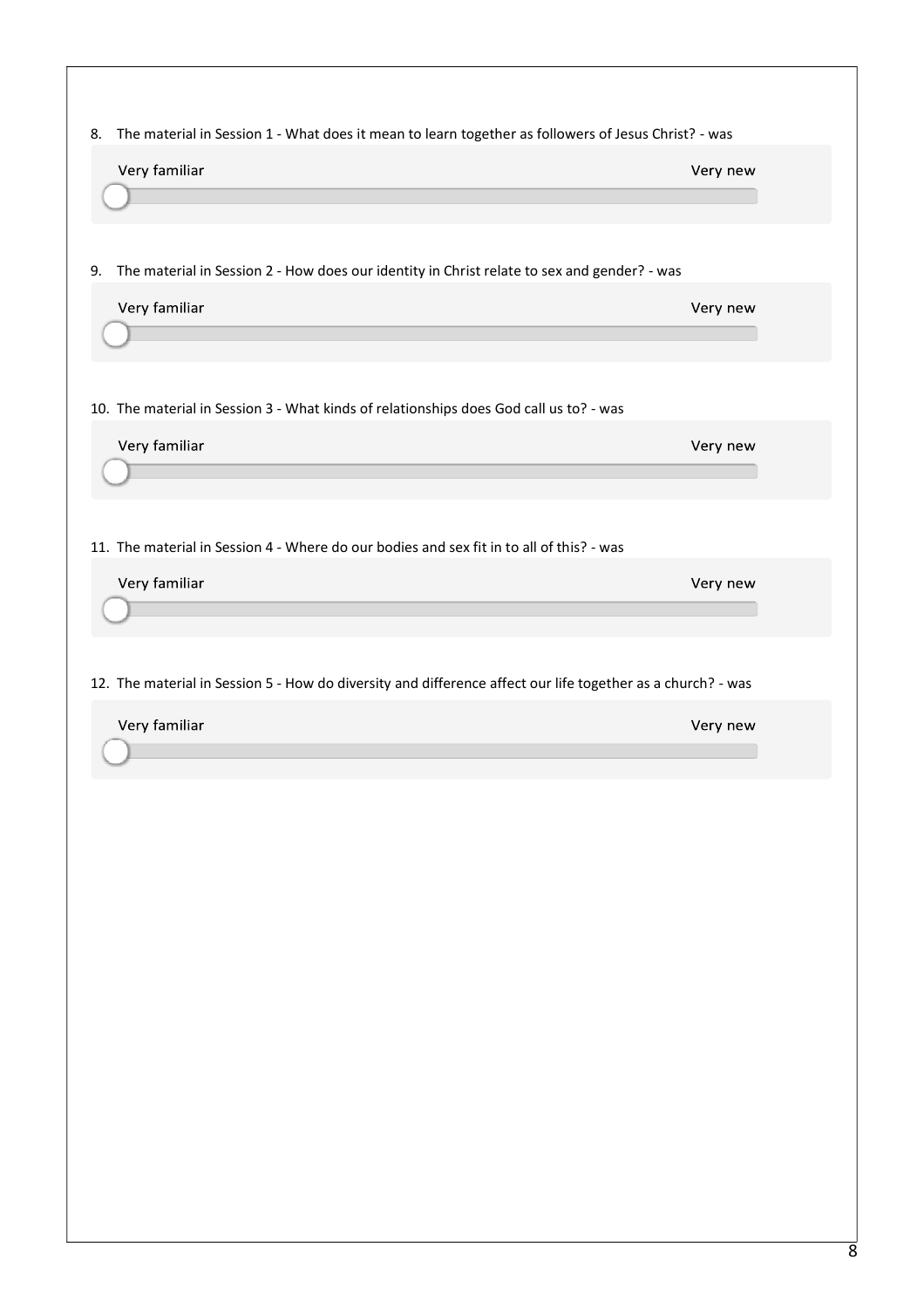8. The material in Session 1 - What does it mean to learn together as followers of Jesus Christ? - was

   Very familiar — Very new

9. The material in Session 2 - How does our identity in Christ relate to sex and gender? - was

   Very familiar — Very new

10. The material in Session 3 - What kinds of relationships does God call us to? - was

    Very familiar — Very new

11. The material in Session 4 - Where do our bodies and sex fit in to all of this? - was

    Very familiar — Very new

12. The material in Session 5 - How do diversity and difference affect our life together as a church? - was

    Very familiar — Very new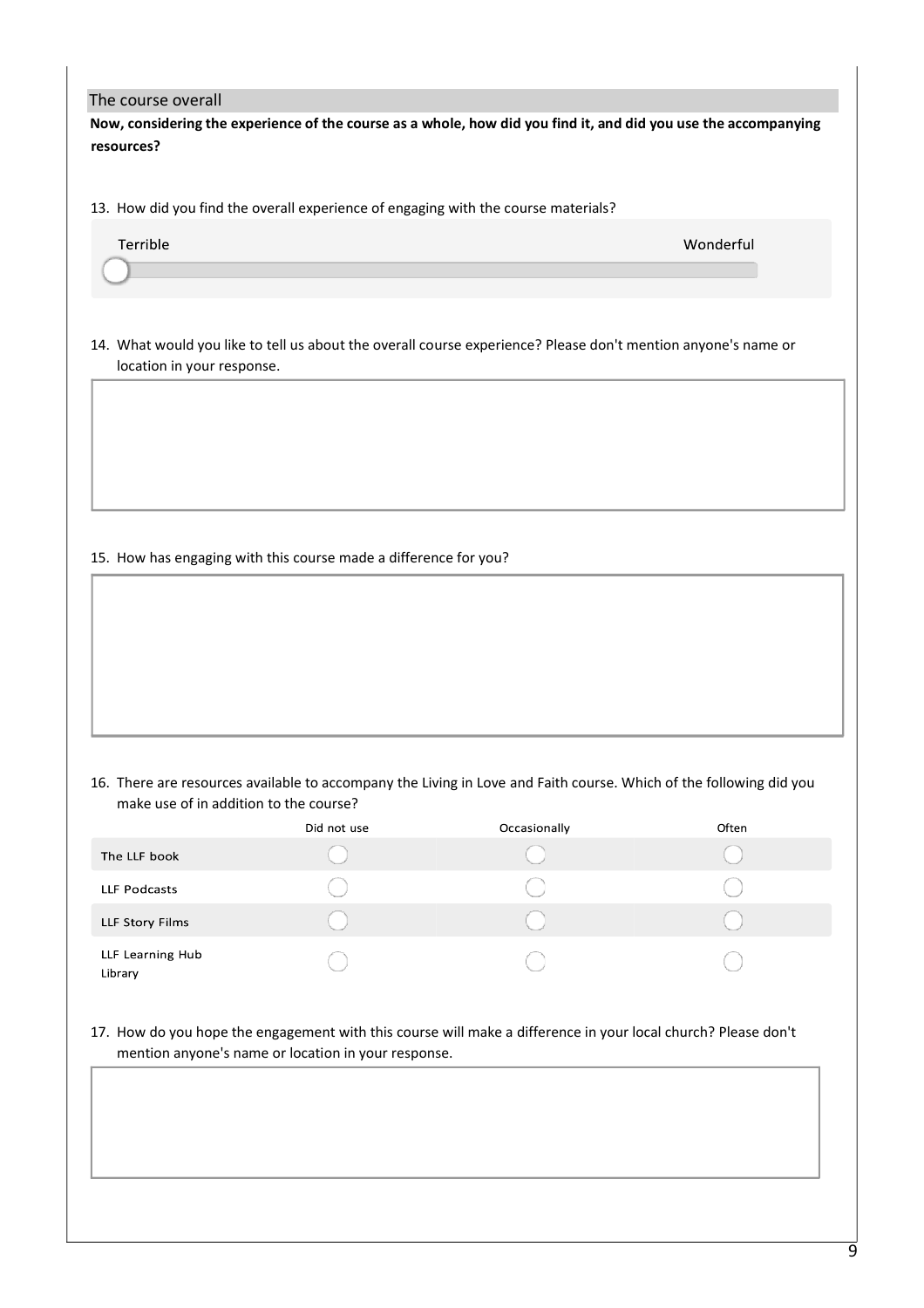## The course overall

**Now, considering the experience of the course as a whole, how did you find it, and did you use the accompanying resources?**

13. How did you find the overall experience of engaging with the course materials?

Terrible — Wonderful

14. What would you like to tell us about the overall course experience? Please don't mention anyone's name or location in your response.

15. How has engaging with this course made a difference for you?

16. There are resources available to accompany the Living in Love and Faith course. Which of the following did you make use of in addition to the course?

| | Did not use | Occasionally | Often |
|---|---|---|---|
| The LLF book | ◯ | ◯ | ◯ |
| LLF Podcasts | ◯ | ◯ | ◯ |
| LLF Story Films | ◯ | ◯ | ◯ |
| LLF Learning Hub Library | ◯ | ◯ | ◯ |

17. How do you hope the engagement with this course will make a difference in your local church? Please don't mention anyone's name or location in your response.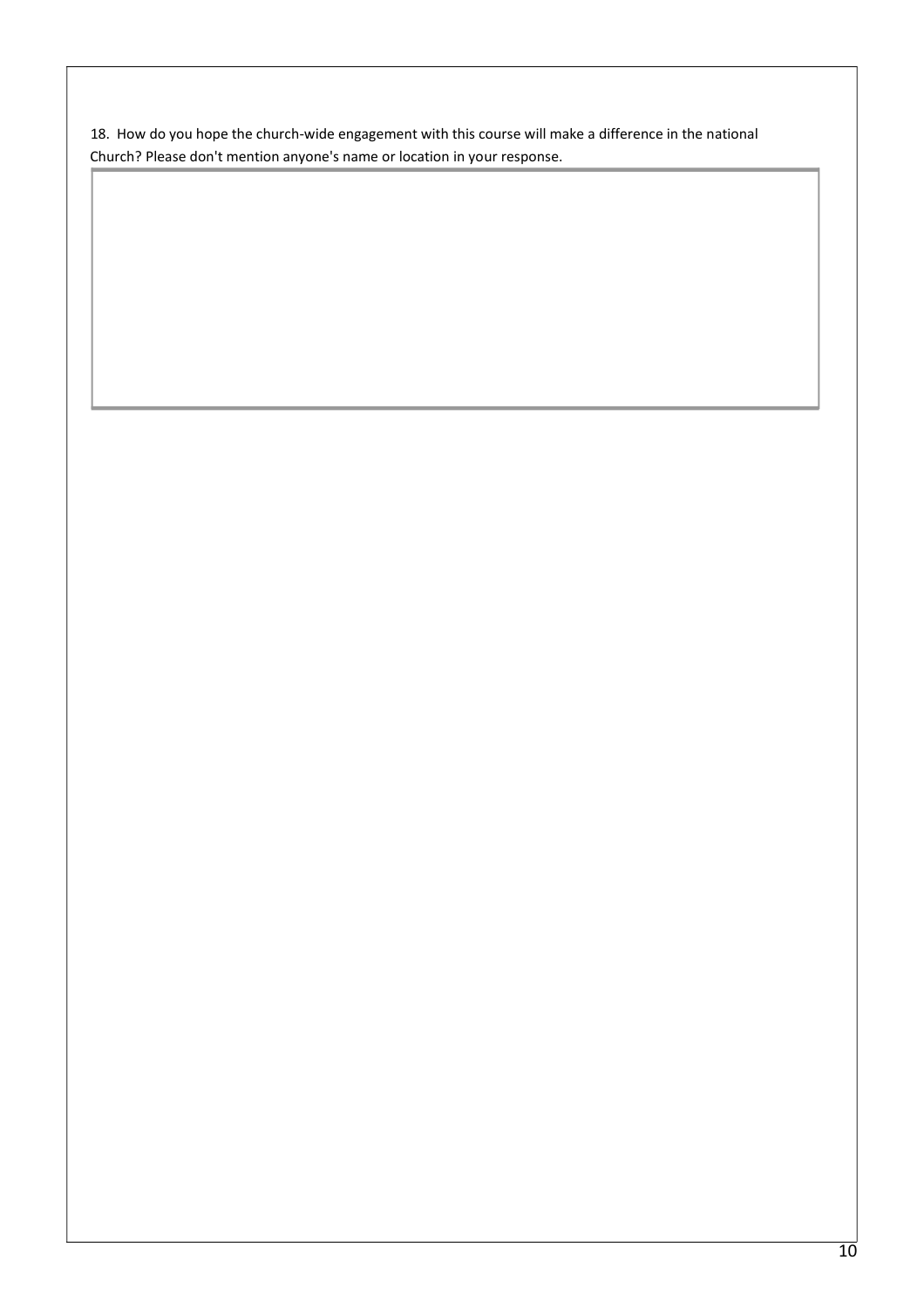18. How do you hope the church-wide engagement with this course will make a difference in the national Church? Please don't mention anyone's name or location in your response.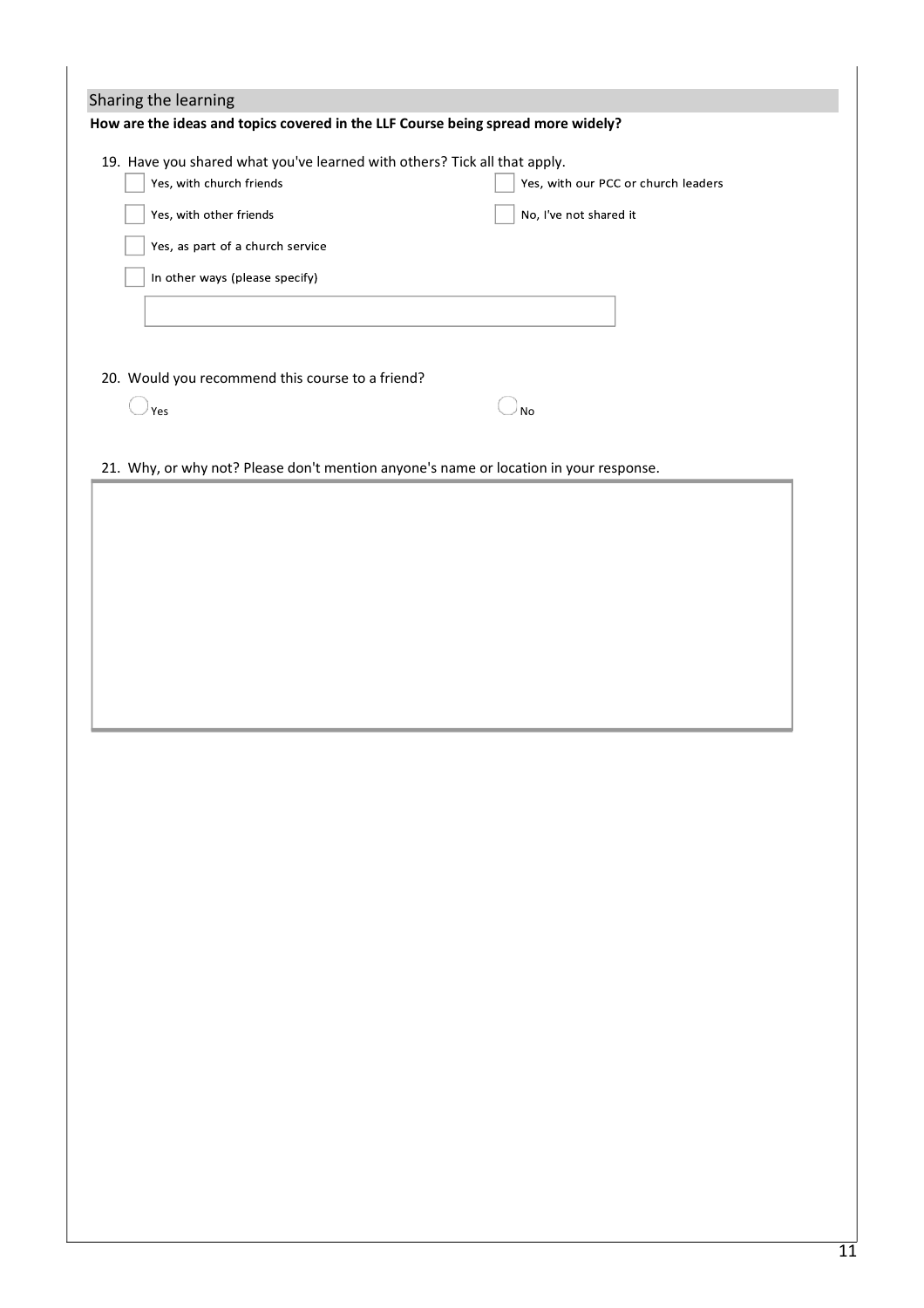## Sharing the learning

**How are the ideas and topics covered in the LLF Course being spread more widely?**

19. Have you shared what you've learned with others? Tick all that apply.

- ☐ Yes, with church friends
- ☐ Yes, with our PCC or church leaders
- ☐ Yes, with other friends
- ☐ No, I've not shared it
- ☐ Yes, as part of a church service
- ☐ In other ways (please specify)

20. Would you recommend this course to a friend?

- ○ Yes
- ○ No

21. Why, or why not? Please don't mention anyone's name or location in your response.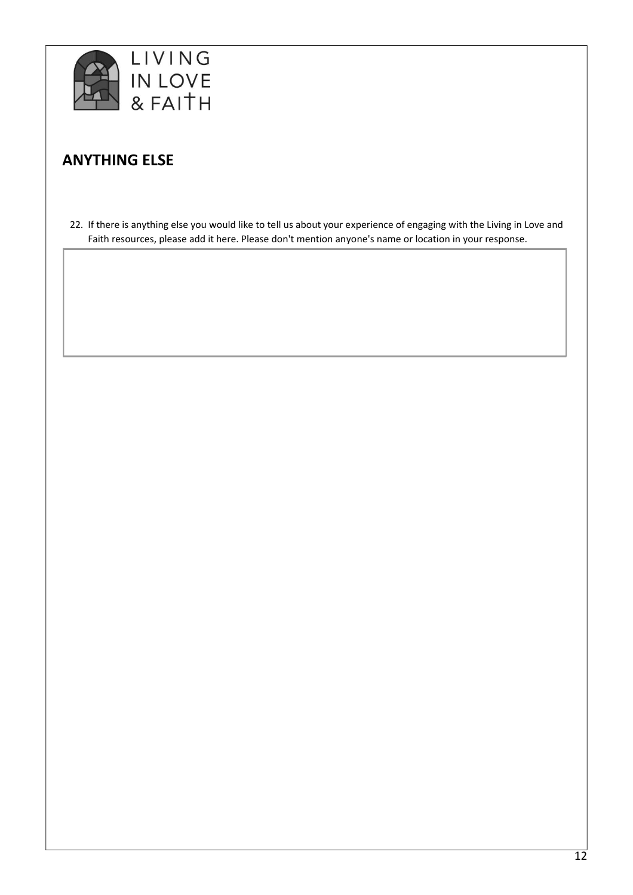## ANYTHING ELSE

22. If there is anything else you would like to tell us about your experience of engaging with the Living in Love and Faith resources, please add it here. Please don't mention anyone's name or location in your response.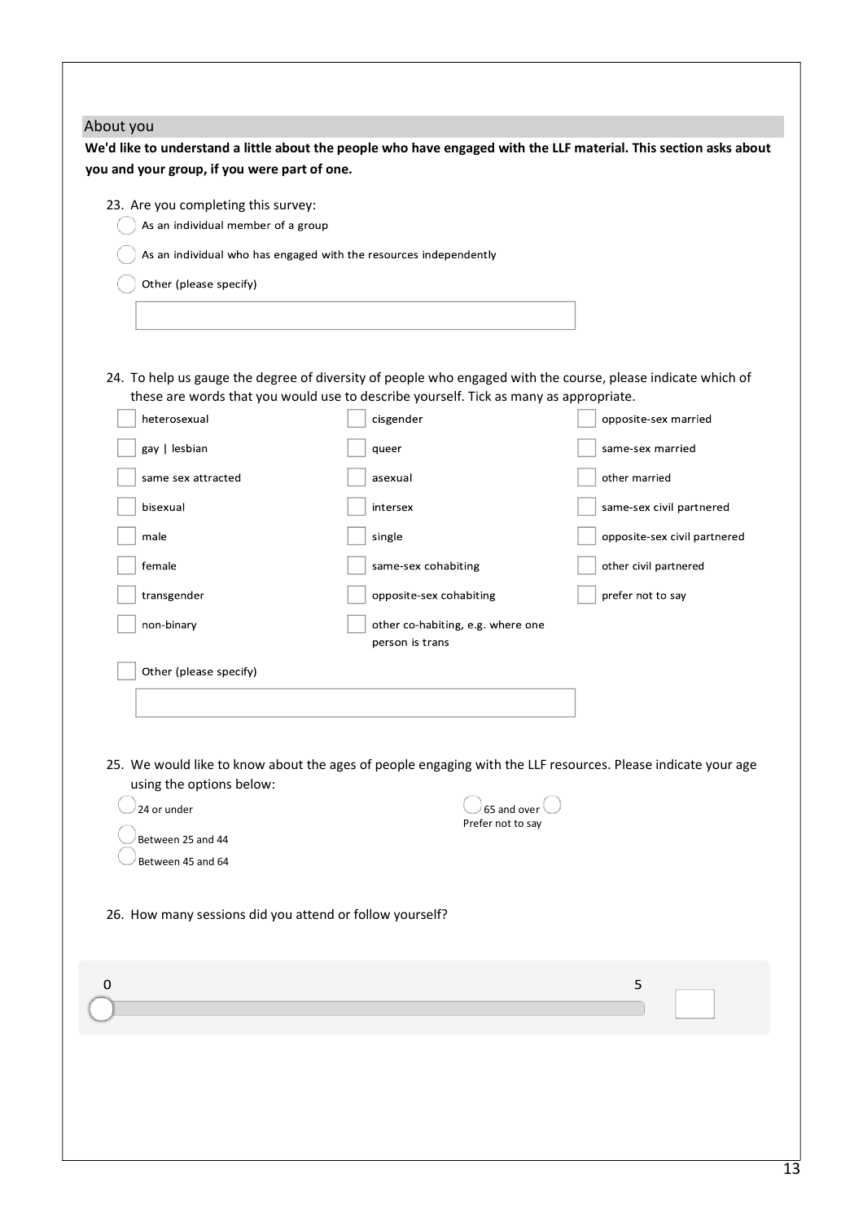## About you

**We'd like to understand a little about the people who have engaged with the LLF material. This section asks about you and your group, if you were part of one.**

23. Are you completing this survey:

- ◯ As an individual member of a group
- ◯ As an individual who has engaged with the resources independently
- ◯ Other (please specify)

24. To help us gauge the degree of diversity of people who engaged with the course, please indicate which of these are words that you would use to describe yourself. Tick as many as appropriate.

- ☐ heterosexual
- ☐ gay | lesbian
- ☐ same sex attracted
- ☐ bisexual
- ☐ male
- ☐ female
- ☐ transgender
- ☐ non-binary
- ☐ cisgender
- ☐ queer
- ☐ asexual
- ☐ intersex
- ☐ single
- ☐ same-sex cohabiting
- ☐ opposite-sex cohabiting
- ☐ other co-habiting, e.g. where one person is trans
- ☐ opposite-sex married
- ☐ same-sex married
- ☐ other married
- ☐ same-sex civil partnered
- ☐ opposite-sex civil partnered
- ☐ other civil partnered
- ☐ prefer not to say
- ☐ Other (please specify)

25. We would like to know about the ages of people engaging with the LLF resources. Please indicate your age using the options below:

- ◯ 24 or under
- ◯ Between 25 and 44
- ◯ Between 45 and 64
- ◯ 65 and over
- ◯ Prefer not to say

26. How many sessions did you attend or follow yourself?

0 ——————————————— 5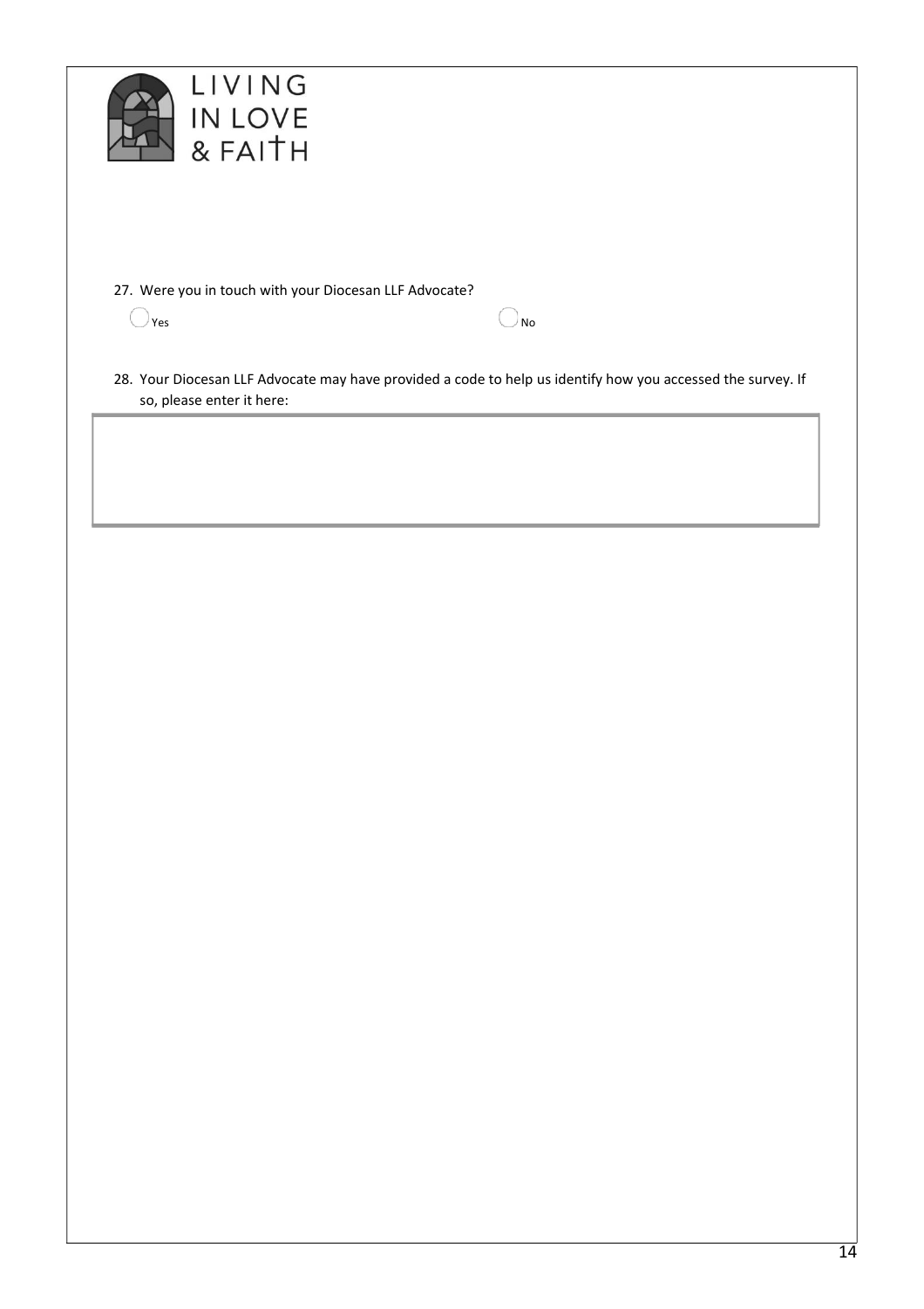27. Were you in touch with your Diocesan LLF Advocate?

◯ Yes ◯ No

28. Your Diocesan LLF Advocate may have provided a code to help us identify how you accessed the survey. If so, please enter it here: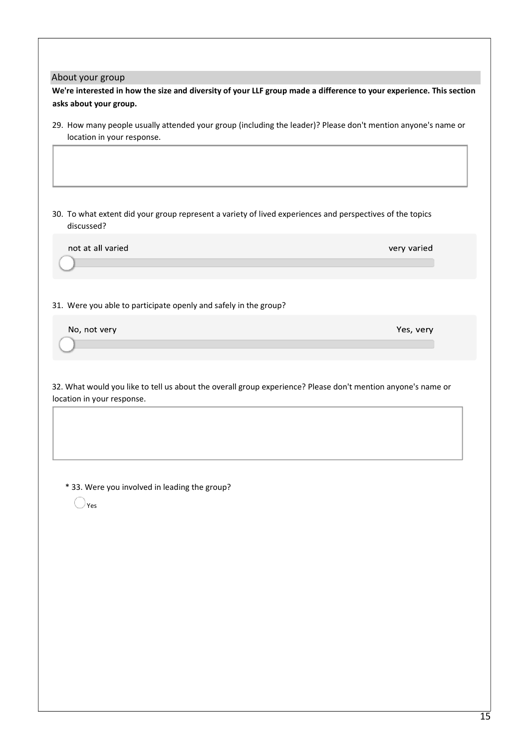## About your group

**We're interested in how the size and diversity of your LLF group made a difference to your experience. This section asks about your group.**

29. How many people usually attended your group (including the leader)? Please don't mention anyone's name or location in your response.

30. To what extent did your group represent a variety of lived experiences and perspectives of the topics discussed?

not at all varied — very varied

31. Were you able to participate openly and safely in the group?

No, not very — Yes, very

32. What would you like to tell us about the overall group experience? Please don't mention anyone's name or location in your response.

* 33. Were you involved in leading the group?

- ○ Yes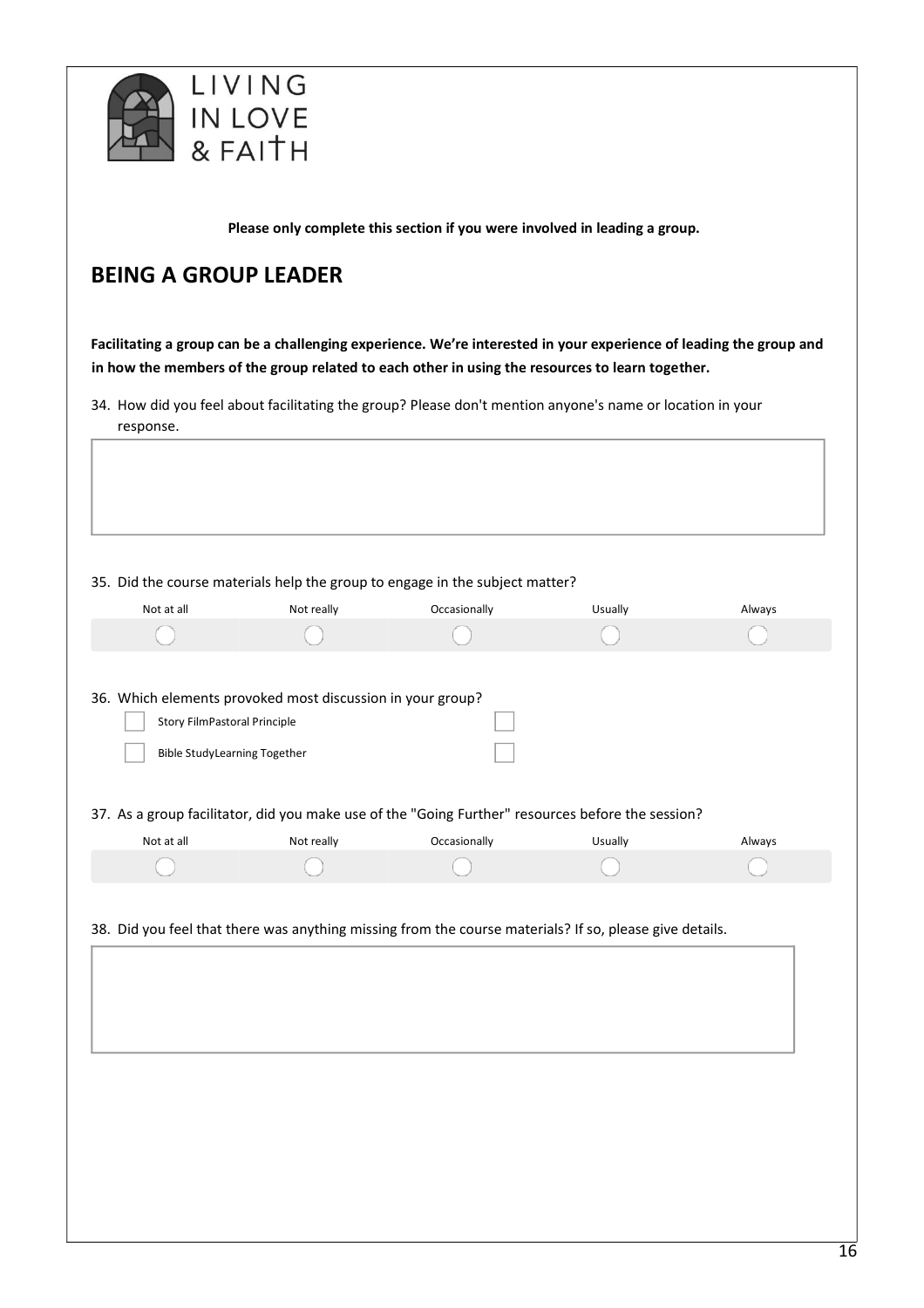LIVING IN LOVE & FAITH

**Please only complete this section if you were involved in leading a group.**

## BEING A GROUP LEADER

**Facilitating a group can be a challenging experience. We're interested in your experience of leading the group and in how the members of the group related to each other in using the resources to learn together.**

34. How did you feel about facilitating the group? Please don't mention anyone's name or location in your response.

35. Did the course materials help the group to engage in the subject matter?

| Not at all | Not really | Occasionally | Usually | Always |
|---|---|---|---|---|
| ◯ | ◯ | ◯ | ◯ | ◯ |

36. Which elements provoked most discussion in your group?

- ☐ Story Film
- ☐ Pastoral Principle
- ☐ Bible Study
- ☐ Learning Together

37. As a group facilitator, did you make use of the "Going Further" resources before the session?

| Not at all | Not really | Occasionally | Usually | Always |
|---|---|---|---|---|
| ◯ | ◯ | ◯ | ◯ | ◯ |

38. Did you feel that there was anything missing from the course materials? If so, please give details.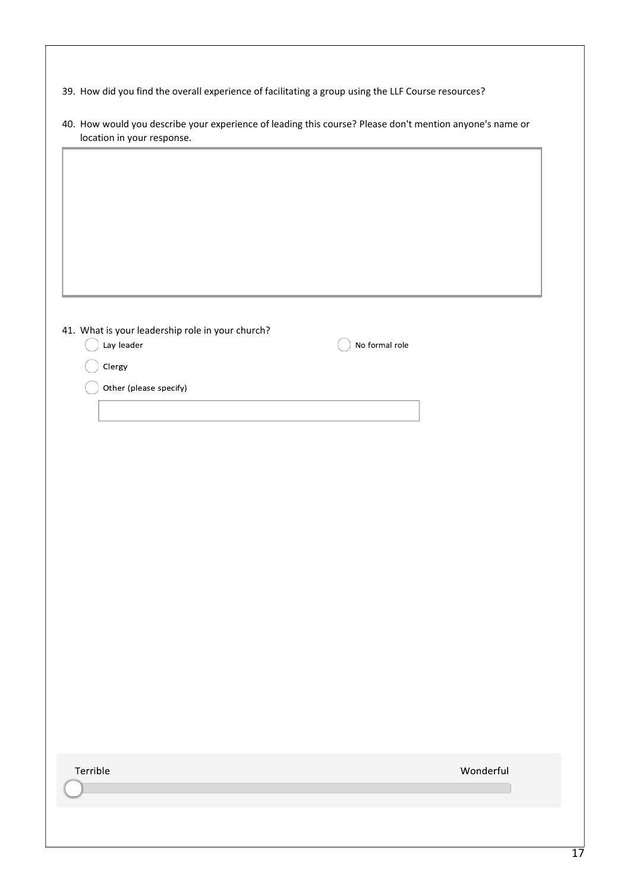39. How did you find the overall experience of facilitating a group using the LLF Course resources?

40. How would you describe your experience of leading this course? Please don't mention anyone's name or location in your response.

41. What is your leadership role in your church?

- ◯ Lay leader
- ◯ No formal role
- ◯ Clergy
- ◯ Other (please specify)

Terrible — Wonderful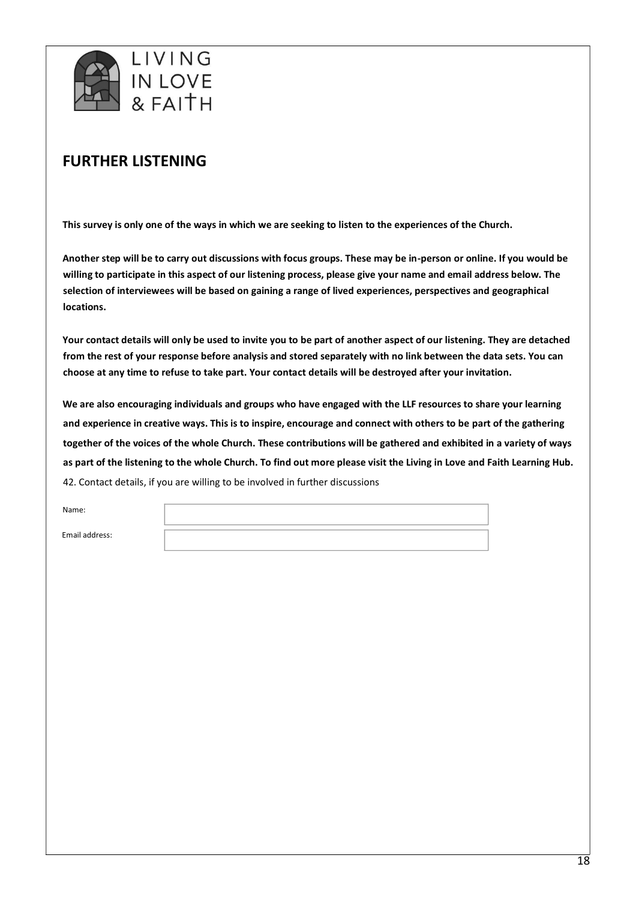LIVING IN LOVE & FAITH

## FURTHER LISTENING

**This survey is only one of the ways in which we are seeking to listen to the experiences of the Church.**

**Another step will be to carry out discussions with focus groups. These may be in-person or online. If you would be willing to participate in this aspect of our listening process, please give your name and email address below. The selection of interviewees will be based on gaining a range of lived experiences, perspectives and geographical locations.**

**Your contact details will only be used to invite you to be part of another aspect of our listening. They are detached from the rest of your response before analysis and stored separately with no link between the data sets. You can choose at any time to refuse to take part. Your contact details will be destroyed after your invitation.**

**We are also encouraging individuals and groups who have engaged with the LLF resources to share your learning and experience in creative ways. This is to inspire, encourage and connect with others to be part of the gathering together of the voices of the whole Church. These contributions will be gathered and exhibited in a variety of ways as part of the listening to the whole Church. To find out more please visit the Living in Love and Faith Learning Hub.**

42. Contact details, if you are willing to be involved in further discussions

Name:

Email address: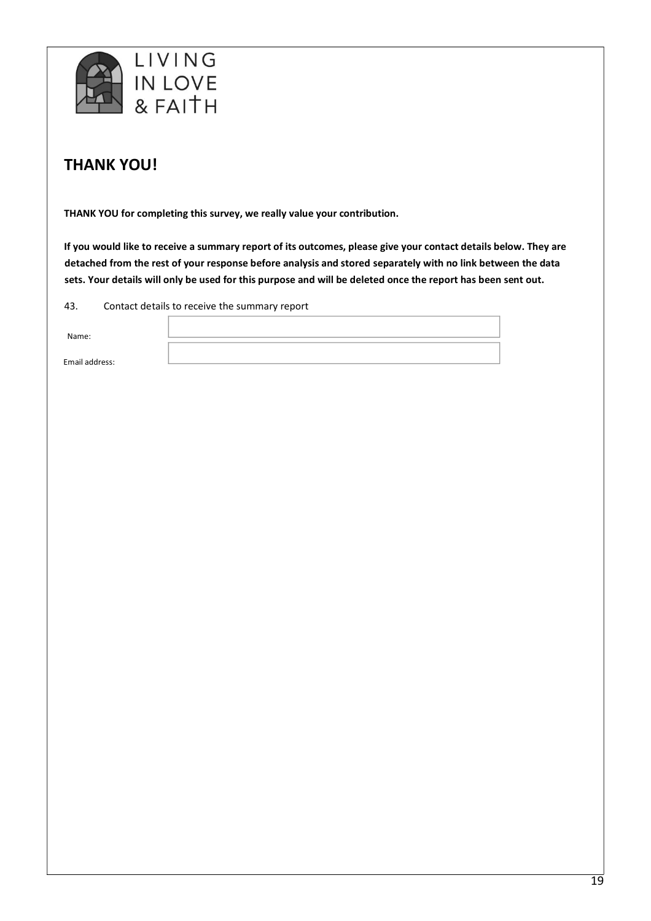LIVING
IN LOVE
& FAITH

## THANK YOU!

**THANK YOU for completing this survey, we really value your contribution.**

**If you would like to receive a summary report of its outcomes, please give your contact details below. They are detached from the rest of your response before analysis and stored separately with no link between the data sets. Your details will only be used for this purpose and will be deleted once the report has been sent out.**

43. Contact details to receive the summary report

Name:

Email address: